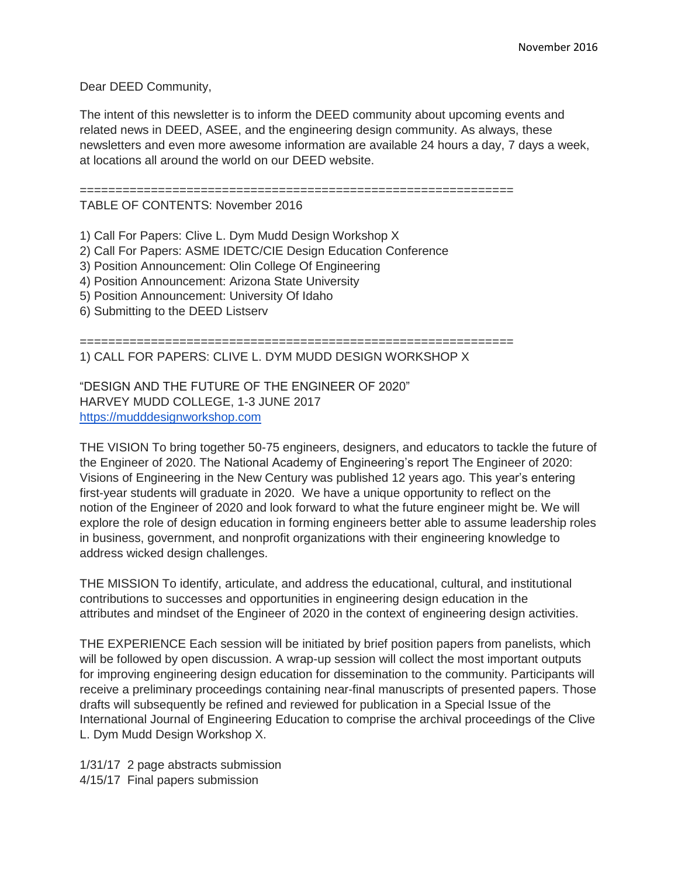November 2016

Dear DEED Community,

The intent of this newsletter is to inform the DEED community about upcoming events and related news in DEED, ASEE, and the engineering design community. As always, these newsletters and even more awesome information are available 24 hours a day, 7 days a week, at locations all around the world on our DEED website.

============================================================

TABLE OF CONTENTS: November 2016

1) Call For Papers: Clive L. Dym Mudd Design Workshop X
2) Call For Papers: ASME IDETC/CIE Design Education Conference
3) Position Announcement: Olin College Of Engineering
4) Position Announcement: Arizona State University
5) Position Announcement: University Of Idaho
6) Submitting to the DEED Listserv

============================================================

1) CALL FOR PAPERS: CLIVE L. DYM MUDD DESIGN WORKSHOP X

"DESIGN AND THE FUTURE OF THE ENGINEER OF 2020"
HARVEY MUDD COLLEGE, 1-3 JUNE 2017
https://mudddesignworkshop.com

THE VISION To bring together 50-75 engineers, designers, and educators to tackle the future of the Engineer of 2020. The National Academy of Engineering's report The Engineer of 2020: Visions of Engineering in the New Century was published 12 years ago. This year's entering first-year students will graduate in 2020. We have a unique opportunity to reflect on the notion of the Engineer of 2020 and look forward to what the future engineer might be. We will explore the role of design education in forming engineers better able to assume leadership roles in business, government, and nonprofit organizations with their engineering knowledge to address wicked design challenges.

THE MISSION To identify, articulate, and address the educational, cultural, and institutional contributions to successes and opportunities in engineering design education in the attributes and mindset of the Engineer of 2020 in the context of engineering design activities.

THE EXPERIENCE Each session will be initiated by brief position papers from panelists, which will be followed by open discussion. A wrap-up session will collect the most important outputs for improving engineering design education for dissemination to the community. Participants will receive a preliminary proceedings containing near-final manuscripts of presented papers. Those drafts will subsequently be refined and reviewed for publication in a Special Issue of the International Journal of Engineering Education to comprise the archival proceedings of the Clive L. Dym Mudd Design Workshop X.

1/31/17 2 page abstracts submission
4/15/17 Final papers submission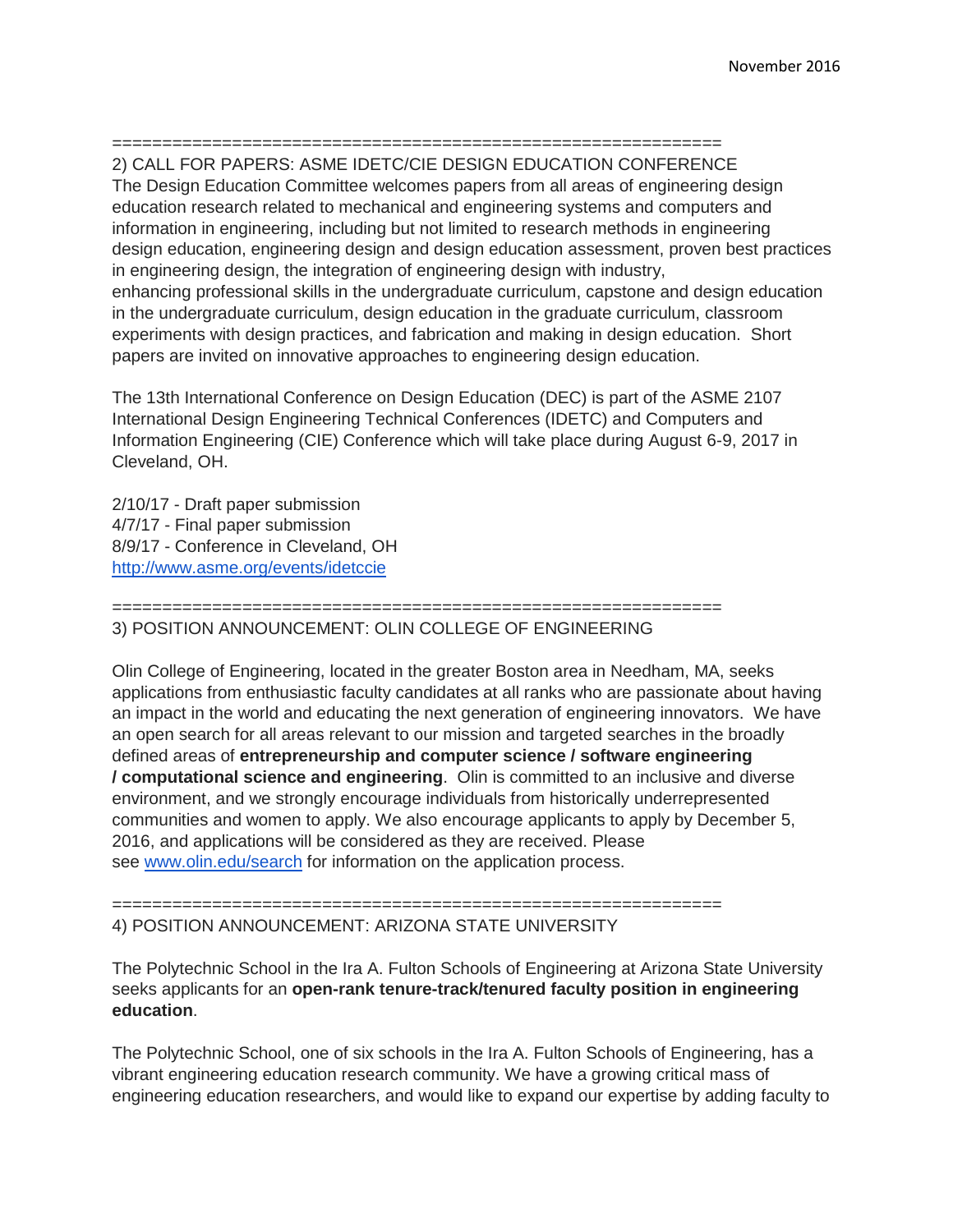============================================================

2) CALL FOR PAPERS: ASME IDETC/CIE DESIGN EDUCATION CONFERENCE

The Design Education Committee welcomes papers from all areas of engineering design education research related to mechanical and engineering systems and computers and information in engineering, including but not limited to research methods in engineering design education, engineering design and design education assessment, proven best practices in engineering design, the integration of engineering design with industry, enhancing professional skills in the undergraduate curriculum, capstone and design education in the undergraduate curriculum, design education in the graduate curriculum, classroom experiments with design practices, and fabrication and making in design education. Short papers are invited on innovative approaches to engineering design education.

The 13th International Conference on Design Education (DEC) is part of the ASME 2107 International Design Engineering Technical Conferences (IDETC) and Computers and Information Engineering (CIE) Conference which will take place during August 6-9, 2017 in Cleveland, OH.

2/10/17 - Draft paper submission
4/7/17 - Final paper submission
8/9/17 - Conference in Cleveland, OH
[http://www.asme.org/events/idetccie](http://www.asme.org/events/idetccie)

============================================================

3) POSITION ANNOUNCEMENT: OLIN COLLEGE OF ENGINEERING

Olin College of Engineering, located in the greater Boston area in Needham, MA, seeks applications from enthusiastic faculty candidates at all ranks who are passionate about having an impact in the world and educating the next generation of engineering innovators. We have an open search for all areas relevant to our mission and targeted searches in the broadly defined areas of **entrepreneurship and computer science / software engineering / computational science and engineering**. Olin is committed to an inclusive and diverse environment, and we strongly encourage individuals from historically underrepresented communities and women to apply. We also encourage applicants to apply by December 5, 2016, and applications will be considered as they are received. Please see [www.olin.edu/search](http://www.olin.edu/search) for information on the application process.

============================================================

4) POSITION ANNOUNCEMENT: ARIZONA STATE UNIVERSITY

The Polytechnic School in the Ira A. Fulton Schools of Engineering at Arizona State University seeks applicants for an **open-rank tenure-track/tenured faculty position in engineering education**.

The Polytechnic School, one of six schools in the Ira A. Fulton Schools of Engineering, has a vibrant engineering education research community. We have a growing critical mass of engineering education researchers, and would like to expand our expertise by adding faculty to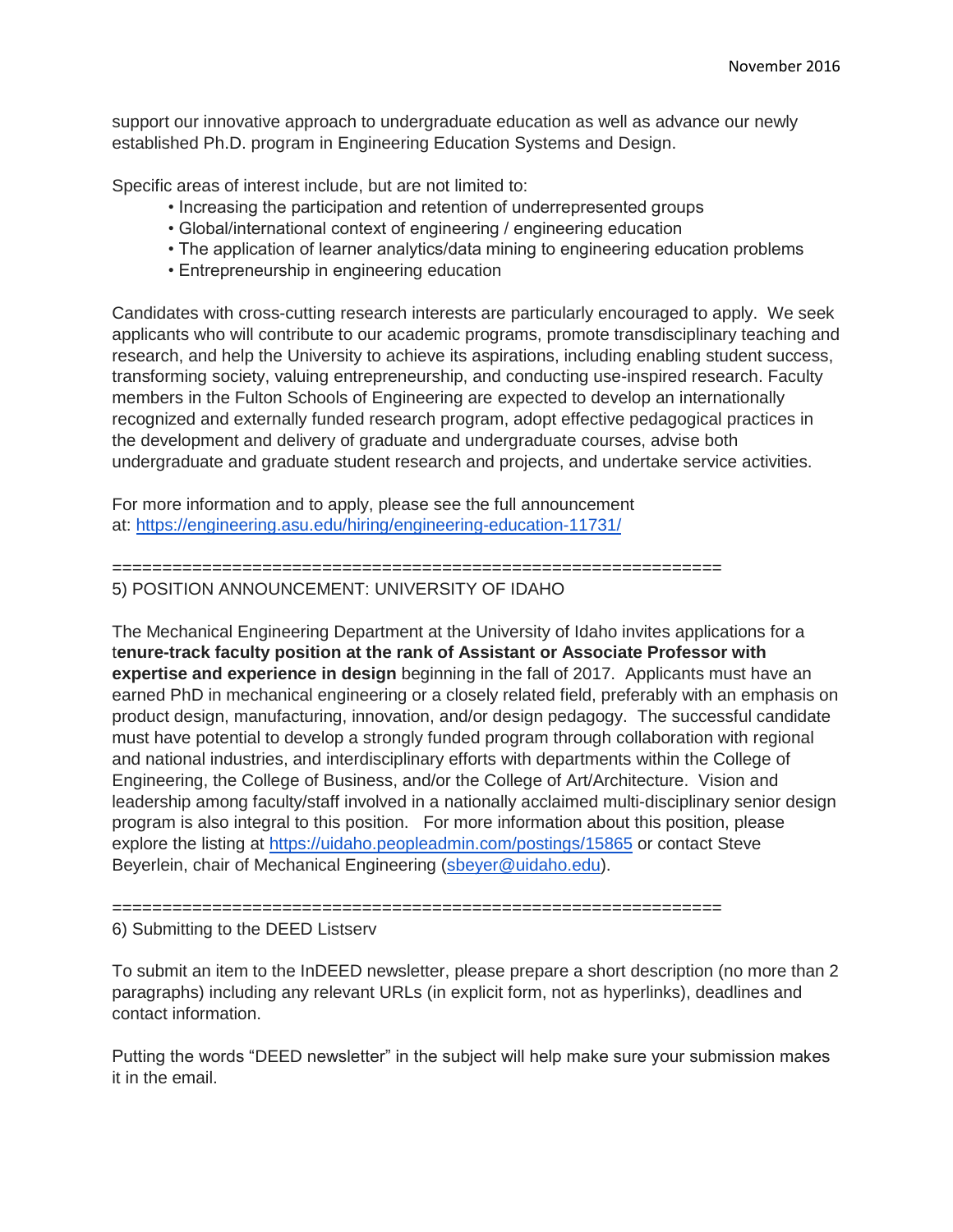support our innovative approach to undergraduate education as well as advance our newly established Ph.D. program in Engineering Education Systems and Design.

Specific areas of interest include, but are not limited to:

- Increasing the participation and retention of underrepresented groups
- Global/international context of engineering / engineering education
- The application of learner analytics/data mining to engineering education problems
- Entrepreneurship in engineering education

Candidates with cross-cutting research interests are particularly encouraged to apply. We seek applicants who will contribute to our academic programs, promote transdisciplinary teaching and research, and help the University to achieve its aspirations, including enabling student success, transforming society, valuing entrepreneurship, and conducting use-inspired research. Faculty members in the Fulton Schools of Engineering are expected to develop an internationally recognized and externally funded research program, adopt effective pedagogical practices in the development and delivery of graduate and undergraduate courses, advise both undergraduate and graduate student research and projects, and undertake service activities.

For more information and to apply, please see the full announcement at: https://engineering.asu.edu/hiring/engineering-education-11731/

============================================================

5) POSITION ANNOUNCEMENT: UNIVERSITY OF IDAHO

The Mechanical Engineering Department at the University of Idaho invites applications for a t**enure-track faculty position at the rank of Assistant or Associate Professor with expertise and experience in design** beginning in the fall of 2017. Applicants must have an earned PhD in mechanical engineering or a closely related field, preferably with an emphasis on product design, manufacturing, innovation, and/or design pedagogy. The successful candidate must have potential to develop a strongly funded program through collaboration with regional and national industries, and interdisciplinary efforts with departments within the College of Engineering, the College of Business, and/or the College of Art/Architecture. Vision and leadership among faculty/staff involved in a nationally acclaimed multi-disciplinary senior design program is also integral to this position. For more information about this position, please explore the listing at https://uidaho.peopleadmin.com/postings/15865 or contact Steve Beyerlein, chair of Mechanical Engineering (sbeyer@uidaho.edu).

============================================================

6) Submitting to the DEED Listserv

To submit an item to the InDEED newsletter, please prepare a short description (no more than 2 paragraphs) including any relevant URLs (in explicit form, not as hyperlinks), deadlines and contact information.

Putting the words "DEED newsletter" in the subject will help make sure your submission makes it in the email.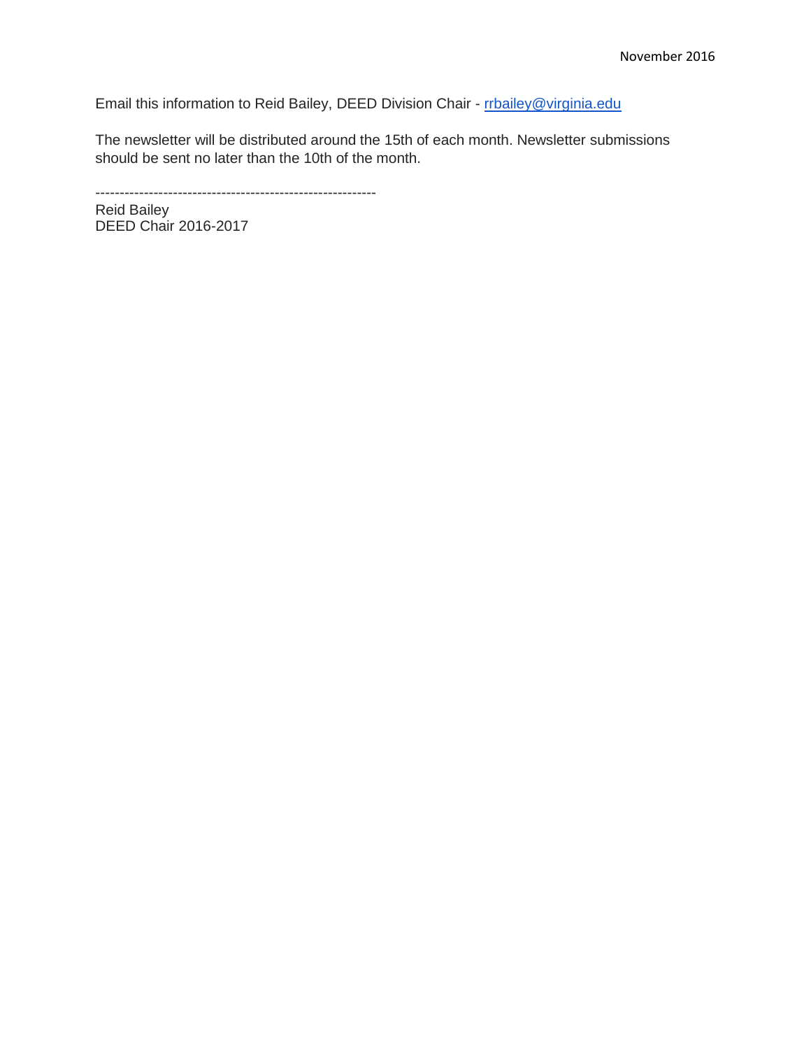Email this information to Reid Bailey, DEED Division Chair - rrbailey@virginia.edu

The newsletter will be distributed around the 15th of each month. Newsletter submissions should be sent no later than the 10th of the month.

----------------------------------------------------------

Reid Bailey
DEED Chair 2016-2017